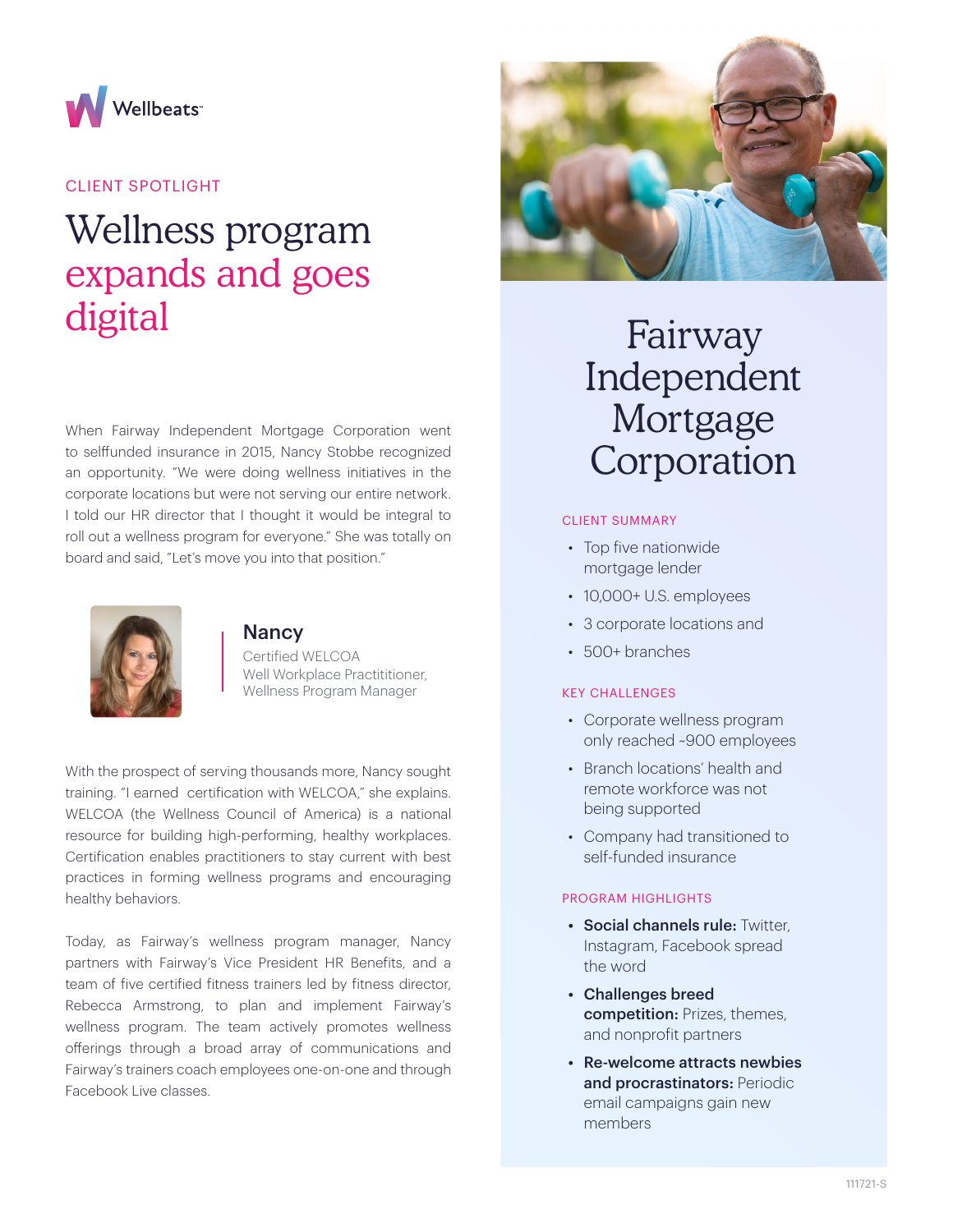Wellbeats™

CLIENT SPOTLIGHT

# Wellness program expands and goes digital

When Fairway Independent Mortgage Corporation went to selffunded insurance in 2015, Nancy Stobbe recognized an opportunity. "We were doing wellness initiatives in the corporate locations but were not serving our entire network. I told our HR director that I thought it would be integral to roll out a wellness program for everyone." She was totally on board and said, "Let's move you into that position."

**Nancy**
Certified WELCOA Well Workplace Practititioner, Wellness Program Manager

With the prospect of serving thousands more, Nancy sought training. "I earned certification with WELCOA," she explains. WELCOA (the Wellness Council of America) is a national resource for building high-performing, healthy workplaces. Certification enables practitioners to stay current with best practices in forming wellness programs and encouraging healthy behaviors.

Today, as Fairway's wellness program manager, Nancy partners with Fairway's Vice President HR Benefits, and a team of five certified fitness trainers led by fitness director, Rebecca Armstrong, to plan and implement Fairway's wellness program. The team actively promotes wellness offerings through a broad array of communications and Fairway's trainers coach employees one-on-one and through Facebook Live classes.

## Fairway Independent Mortgage Corporation

### CLIENT SUMMARY

- Top five nationwide mortgage lender
- 10,000+ U.S. employees
- 3 corporate locations and
- 500+ branches

### KEY CHALLENGES

- Corporate wellness program only reached ~900 employees
- Branch locations' health and remote workforce was not being supported
- Company had transitioned to self-funded insurance

### PROGRAM HIGHLIGHTS

- **Social channels rule:** Twitter, Instagram, Facebook spread the word
- **Challenges breed competition:** Prizes, themes, and nonprofit partners
- **Re-welcome attracts newbies and procrastinators:** Periodic email campaigns gain new members

111721-S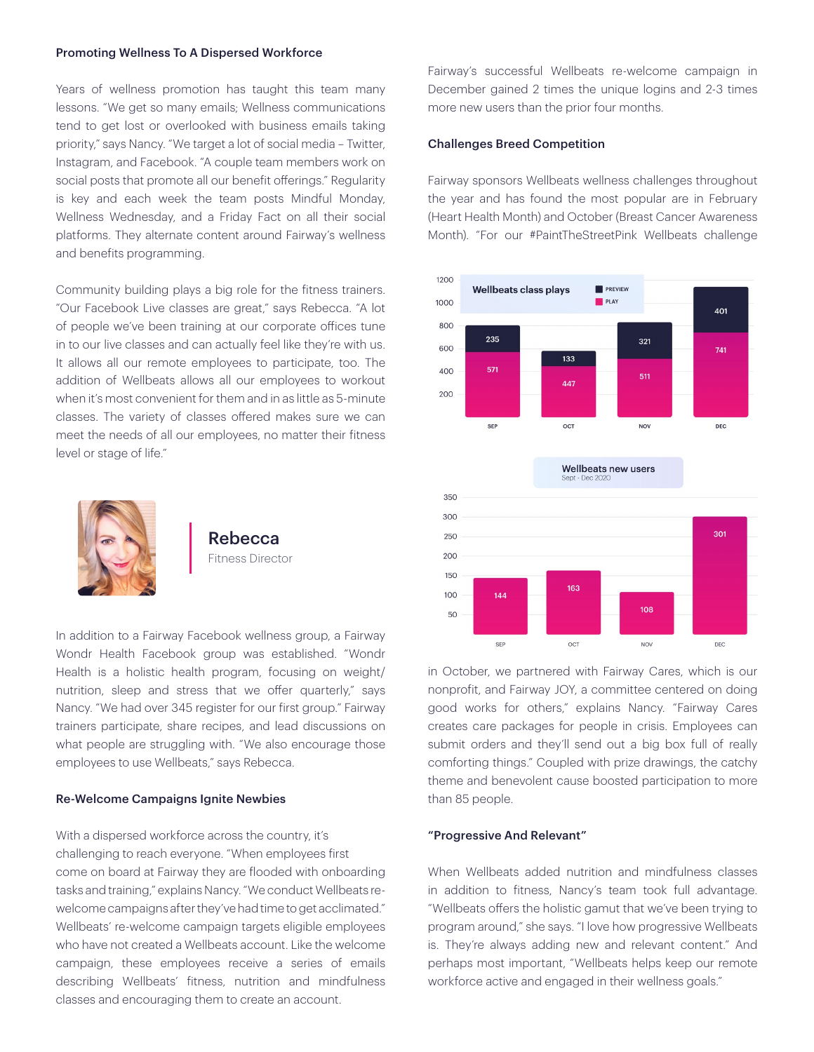### Promoting Wellness To A Dispersed Workforce

Years of wellness promotion has taught this team many lessons. "We get so many emails; Wellness communications tend to get lost or overlooked with business emails taking priority," says Nancy. "We target a lot of social media – Twitter, Instagram, and Facebook. "A couple team members work on social posts that promote all our benefit offerings." Regularity is key and each week the team posts Mindful Monday, Wellness Wednesday, and a Friday Fact on all their social platforms. They alternate content around Fairway's wellness and benefits programming.

Community building plays a big role for the fitness trainers. "Our Facebook Live classes are great," says Rebecca. "A lot of people we've been training at our corporate offices tune in to our live classes and can actually feel like they're with us. It allows all our remote employees to participate, too. The addition of Wellbeats allows all our employees to workout when it's most convenient for them and in as little as 5-minute classes. The variety of classes offered makes sure we can meet the needs of all our employees, no matter their fitness level or stage of life."

**Rebecca**
Fitness Director

In addition to a Fairway Facebook wellness group, a Fairway Wondr Health Facebook group was established. "Wondr Health is a holistic health program, focusing on weight/nutrition, sleep and stress that we offer quarterly," says Nancy. "We had over 345 register for our first group." Fairway trainers participate, share recipes, and lead discussions on what people are struggling with. "We also encourage those employees to use Wellbeats," says Rebecca.

### Re-Welcome Campaigns Ignite Newbies

With a dispersed workforce across the country, it's challenging to reach everyone. "When employees first come on board at Fairway they are flooded with onboarding tasks and training," explains Nancy. "We conduct Wellbeats re-welcome campaigns after they've had time to get acclimated." Wellbeats' re-welcome campaign targets eligible employees who have not created a Wellbeats account. Like the welcome campaign, these employees receive a series of emails describing Wellbeats' fitness, nutrition and mindfulness classes and encouraging them to create an account.

Fairway's successful Wellbeats re-welcome campaign in December gained 2 times the unique logins and 2-3 times more new users than the prior four months.

### Challenges Breed Competition

Fairway sponsors Wellbeats wellness challenges throughout the year and has found the most popular are in February (Heart Health Month) and October (Breast Cancer Awareness Month). "For our #PaintTheStreetPink Wellbeats challenge in October, we partnered with Fairway Cares, which is our nonprofit, and Fairway JOY, a committee centered on doing good works for others," explains Nancy. "Fairway Cares creates care packages for people in crisis. Employees can submit orders and they'll send out a big box full of really comforting things." Coupled with prize drawings, the catchy theme and benevolent cause boosted participation to more than 85 people.

Wellbeats class plays
PREVIEW
PLAY
1200
1000
800
600
400
200
235
571
133
447
321
511
401
741
SEP
OCT
NOV
DEC

Wellbeats new users
Sept - Dec 2020
350
300
250
200
150
100
50
144
163
108
301
SEP
OCT
NOV
DEC

### "Progressive And Relevant"

When Wellbeats added nutrition and mindfulness classes in addition to fitness, Nancy's team took full advantage. "Wellbeats offers the holistic gamut that we've been trying to program around," she says. "I love how progressive Wellbeats is. They're always adding new and relevant content." And perhaps most important, "Wellbeats helps keep our remote workforce active and engaged in their wellness goals."